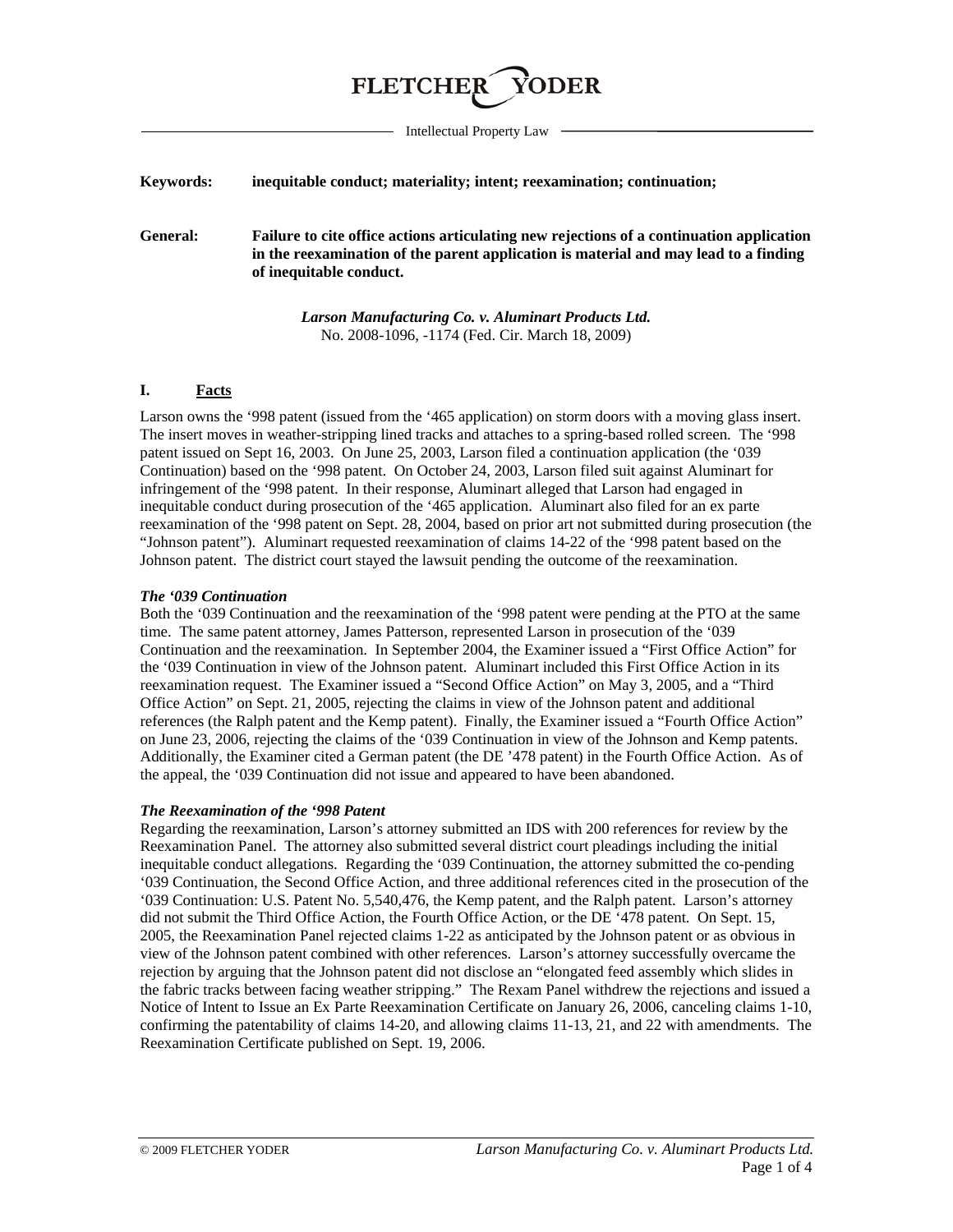# FLETCHER YODER

Intellectual Property Law

**Keywords:** **inequitable conduct; materiality; intent; reexamination; continuation;**

**General:** **Failure to cite office actions articulating new rejections of a continuation application in the reexamination of the parent application is material and may lead to a finding of inequitable conduct.**

***Larson Manufacturing Co. v. Aluminart Products Ltd.***
No. 2008-1096, -1174 (Fed. Cir. March 18, 2009)

## I. Facts

Larson owns the '998 patent (issued from the '465 application) on storm doors with a moving glass insert. The insert moves in weather-stripping lined tracks and attaches to a spring-based rolled screen. The '998 patent issued on Sept 16, 2003. On June 25, 2003, Larson filed a continuation application (the '039 Continuation) based on the '998 patent. On October 24, 2003, Larson filed suit against Aluminart for infringement of the '998 patent. In their response, Aluminart alleged that Larson had engaged in inequitable conduct during prosecution of the '465 application. Aluminart also filed for an ex parte reexamination of the '998 patent on Sept. 28, 2004, based on prior art not submitted during prosecution (the "Johnson patent"). Aluminart requested reexamination of claims 14-22 of the '998 patent based on the Johnson patent. The district court stayed the lawsuit pending the outcome of the reexamination.

### *The '039 Continuation*

Both the '039 Continuation and the reexamination of the '998 patent were pending at the PTO at the same time. The same patent attorney, James Patterson, represented Larson in prosecution of the '039 Continuation and the reexamination. In September 2004, the Examiner issued a "First Office Action" for the '039 Continuation in view of the Johnson patent. Aluminart included this First Office Action in its reexamination request. The Examiner issued a "Second Office Action" on May 3, 2005, and a "Third Office Action" on Sept. 21, 2005, rejecting the claims in view of the Johnson patent and additional references (the Ralph patent and the Kemp patent). Finally, the Examiner issued a "Fourth Office Action" on June 23, 2006, rejecting the claims of the '039 Continuation in view of the Johnson and Kemp patents. Additionally, the Examiner cited a German patent (the DE '478 patent) in the Fourth Office Action. As of the appeal, the '039 Continuation did not issue and appeared to have been abandoned.

### *The Reexamination of the '998 Patent*

Regarding the reexamination, Larson's attorney submitted an IDS with 200 references for review by the Reexamination Panel. The attorney also submitted several district court pleadings including the initial inequitable conduct allegations. Regarding the '039 Continuation, the attorney submitted the co-pending '039 Continuation, the Second Office Action, and three additional references cited in the prosecution of the '039 Continuation: U.S. Patent No. 5,540,476, the Kemp patent, and the Ralph patent. Larson's attorney did not submit the Third Office Action, the Fourth Office Action, or the DE '478 patent. On Sept. 15, 2005, the Reexamination Panel rejected claims 1-22 as anticipated by the Johnson patent or as obvious in view of the Johnson patent combined with other references. Larson's attorney successfully overcame the rejection by arguing that the Johnson patent did not disclose an "elongated feed assembly which slides in the fabric tracks between facing weather stripping." The Rexam Panel withdrew the rejections and issued a Notice of Intent to Issue an Ex Parte Reexamination Certificate on January 26, 2006, canceling claims 1-10, confirming the patentability of claims 14-20, and allowing claims 11-13, 21, and 22 with amendments. The Reexamination Certificate published on Sept. 19, 2006.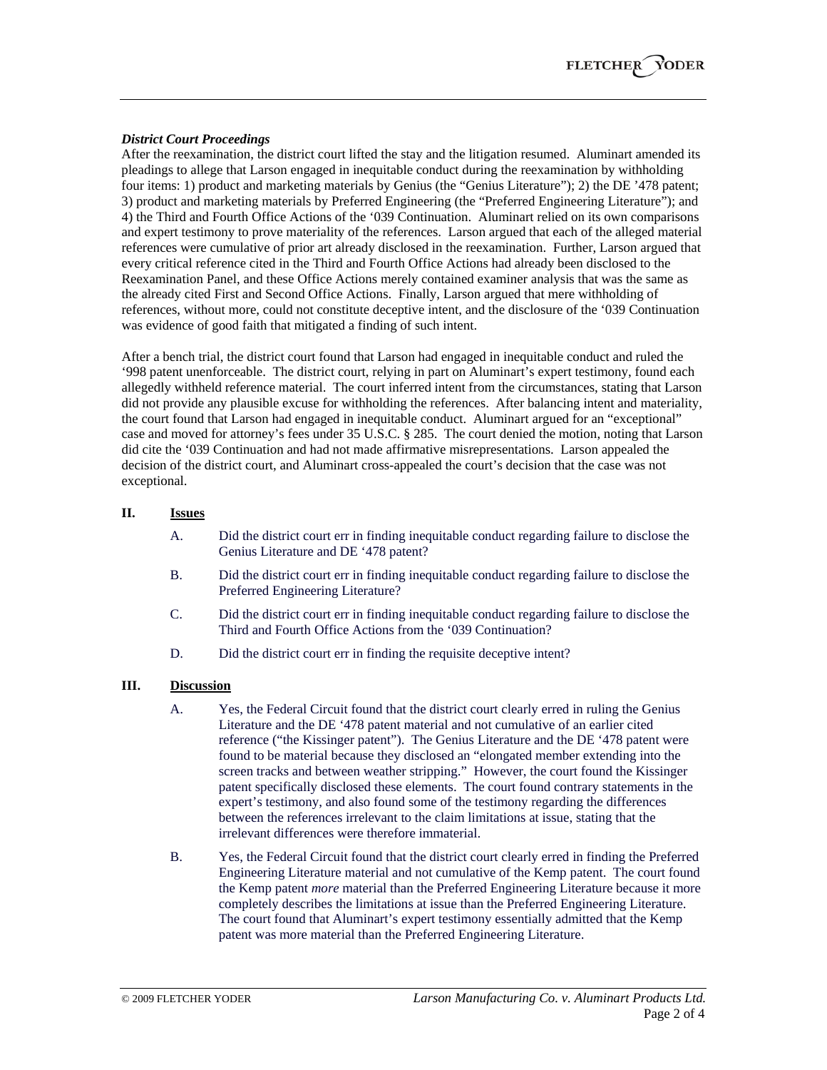### *District Court Proceedings*

After the reexamination, the district court lifted the stay and the litigation resumed. Aluminart amended its pleadings to allege that Larson engaged in inequitable conduct during the reexamination by withholding four items: 1) product and marketing materials by Genius (the "Genius Literature"); 2) the DE '478 patent; 3) product and marketing materials by Preferred Engineering (the "Preferred Engineering Literature"); and 4) the Third and Fourth Office Actions of the '039 Continuation. Aluminart relied on its own comparisons and expert testimony to prove materiality of the references. Larson argued that each of the alleged material references were cumulative of prior art already disclosed in the reexamination. Further, Larson argued that every critical reference cited in the Third and Fourth Office Actions had already been disclosed to the Reexamination Panel, and these Office Actions merely contained examiner analysis that was the same as the already cited First and Second Office Actions. Finally, Larson argued that mere withholding of references, without more, could not constitute deceptive intent, and the disclosure of the '039 Continuation was evidence of good faith that mitigated a finding of such intent.

After a bench trial, the district court found that Larson had engaged in inequitable conduct and ruled the '998 patent unenforceable. The district court, relying in part on Aluminart's expert testimony, found each allegedly withheld reference material. The court inferred intent from the circumstances, stating that Larson did not provide any plausible excuse for withholding the references. After balancing intent and materiality, the court found that Larson had engaged in inequitable conduct. Aluminart argued for an "exceptional" case and moved for attorney's fees under 35 U.S.C. § 285. The court denied the motion, noting that Larson did cite the '039 Continuation and had not made affirmative misrepresentations. Larson appealed the decision of the district court, and Aluminart cross-appealed the court's decision that the case was not exceptional.

## II. Issues

A. Did the district court err in finding inequitable conduct regarding failure to disclose the Genius Literature and DE '478 patent?

B. Did the district court err in finding inequitable conduct regarding failure to disclose the Preferred Engineering Literature?

C. Did the district court err in finding inequitable conduct regarding failure to disclose the Third and Fourth Office Actions from the '039 Continuation?

D. Did the district court err in finding the requisite deceptive intent?

## III. Discussion

A. Yes, the Federal Circuit found that the district court clearly erred in ruling the Genius Literature and the DE '478 patent material and not cumulative of an earlier cited reference ("the Kissinger patent"). The Genius Literature and the DE '478 patent were found to be material because they disclosed an "elongated member extending into the screen tracks and between weather stripping." However, the court found the Kissinger patent specifically disclosed these elements. The court found contrary statements in the expert's testimony, and also found some of the testimony regarding the differences between the references irrelevant to the claim limitations at issue, stating that the irrelevant differences were therefore immaterial.

B. Yes, the Federal Circuit found that the district court clearly erred in finding the Preferred Engineering Literature material and not cumulative of the Kemp patent. The court found the Kemp patent *more* material than the Preferred Engineering Literature because it more completely describes the limitations at issue than the Preferred Engineering Literature. The court found that Aluminart's expert testimony essentially admitted that the Kemp patent was more material than the Preferred Engineering Literature.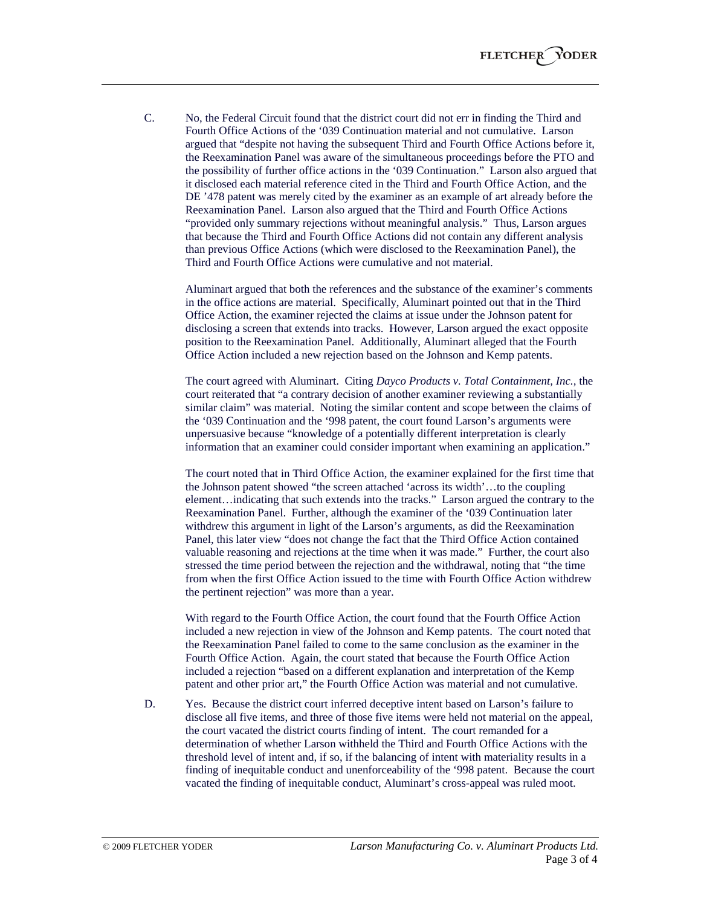C. No, the Federal Circuit found that the district court did not err in finding the Third and Fourth Office Actions of the '039 Continuation material and not cumulative. Larson argued that "despite not having the subsequent Third and Fourth Office Actions before it, the Reexamination Panel was aware of the simultaneous proceedings before the PTO and the possibility of further office actions in the '039 Continuation." Larson also argued that it disclosed each material reference cited in the Third and Fourth Office Action, and the DE '478 patent was merely cited by the examiner as an example of art already before the Reexamination Panel. Larson also argued that the Third and Fourth Office Actions "provided only summary rejections without meaningful analysis." Thus, Larson argues that because the Third and Fourth Office Actions did not contain any different analysis than previous Office Actions (which were disclosed to the Reexamination Panel), the Third and Fourth Office Actions were cumulative and not material.

Aluminart argued that both the references and the substance of the examiner's comments in the office actions are material. Specifically, Aluminart pointed out that in the Third Office Action, the examiner rejected the claims at issue under the Johnson patent for disclosing a screen that extends into tracks. However, Larson argued the exact opposite position to the Reexamination Panel. Additionally, Aluminart alleged that the Fourth Office Action included a new rejection based on the Johnson and Kemp patents.

The court agreed with Aluminart. Citing *Dayco Products v. Total Containment, Inc.*, the court reiterated that "a contrary decision of another examiner reviewing a substantially similar claim" was material. Noting the similar content and scope between the claims of the '039 Continuation and the '998 patent, the court found Larson's arguments were unpersuasive because "knowledge of a potentially different interpretation is clearly information that an examiner could consider important when examining an application."

The court noted that in Third Office Action, the examiner explained for the first time that the Johnson patent showed "the screen attached 'across its width'…to the coupling element…indicating that such extends into the tracks." Larson argued the contrary to the Reexamination Panel. Further, although the examiner of the '039 Continuation later withdrew this argument in light of the Larson's arguments, as did the Reexamination Panel, this later view "does not change the fact that the Third Office Action contained valuable reasoning and rejections at the time when it was made." Further, the court also stressed the time period between the rejection and the withdrawal, noting that "the time from when the first Office Action issued to the time with Fourth Office Action withdrew the pertinent rejection" was more than a year.

With regard to the Fourth Office Action, the court found that the Fourth Office Action included a new rejection in view of the Johnson and Kemp patents. The court noted that the Reexamination Panel failed to come to the same conclusion as the examiner in the Fourth Office Action. Again, the court stated that because the Fourth Office Action included a rejection "based on a different explanation and interpretation of the Kemp patent and other prior art," the Fourth Office Action was material and not cumulative.

D. Yes. Because the district court inferred deceptive intent based on Larson's failure to disclose all five items, and three of those five items were held not material on the appeal, the court vacated the district courts finding of intent. The court remanded for a determination of whether Larson withheld the Third and Fourth Office Actions with the threshold level of intent and, if so, if the balancing of intent with materiality results in a finding of inequitable conduct and unenforceability of the '998 patent. Because the court vacated the finding of inequitable conduct, Aluminart's cross-appeal was ruled moot.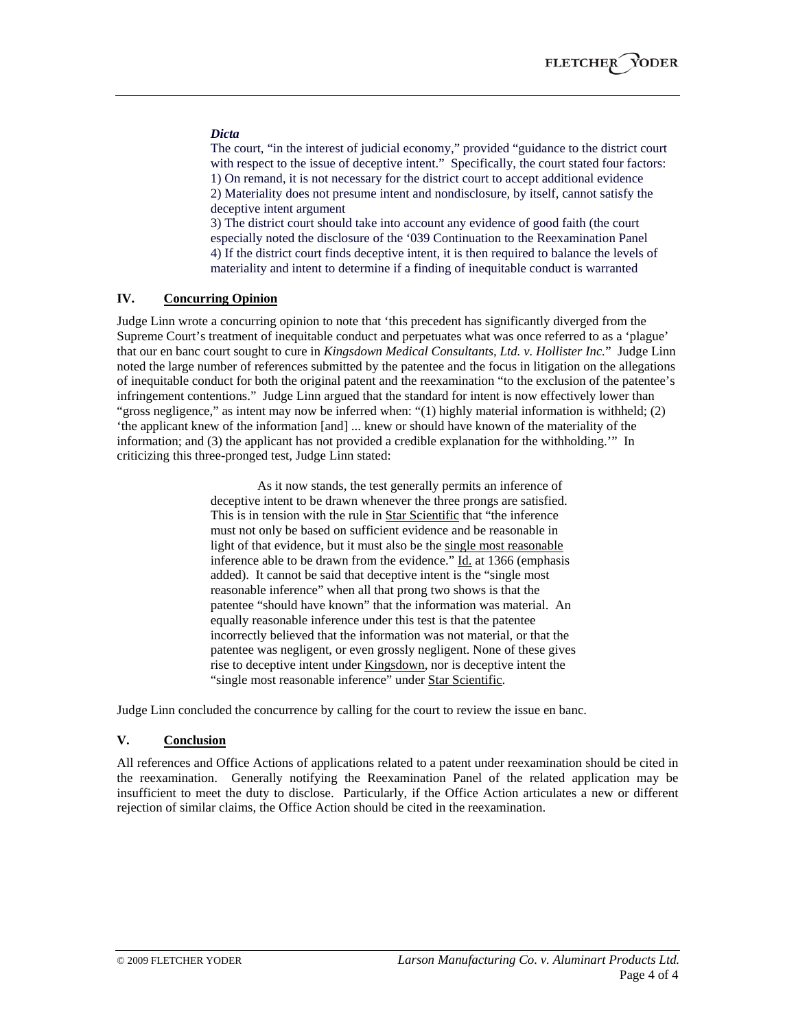***Dicta***

The court, "in the interest of judicial economy," provided "guidance to the district court with respect to the issue of deceptive intent." Specifically, the court stated four factors:

1) On remand, it is not necessary for the district court to accept additional evidence
2) Materiality does not presume intent and nondisclosure, by itself, cannot satisfy the deceptive intent argument
3) The district court should take into account any evidence of good faith (the court especially noted the disclosure of the '039 Continuation to the Reexamination Panel
4) If the district court finds deceptive intent, it is then required to balance the levels of materiality and intent to determine if a finding of inequitable conduct is warranted

## IV. Concurring Opinion

Judge Linn wrote a concurring opinion to note that 'this precedent has significantly diverged from the Supreme Court's treatment of inequitable conduct and perpetuates what was once referred to as a 'plague' that our en banc court sought to cure in *Kingsdown Medical Consultants, Ltd. v. Hollister Inc.*" Judge Linn noted the large number of references submitted by the patentee and the focus in litigation on the allegations of inequitable conduct for both the original patent and the reexamination "to the exclusion of the patentee's infringement contentions." Judge Linn argued that the standard for intent is now effectively lower than "gross negligence," as intent may now be inferred when: "(1) highly material information is withheld; (2) 'the applicant knew of the information [and] ... knew or should have known of the materiality of the information; and (3) the applicant has not provided a credible explanation for the withholding.'" In criticizing this three-pronged test, Judge Linn stated:

> As it now stands, the test generally permits an inference of deceptive intent to be drawn whenever the three prongs are satisfied. This is in tension with the rule in Star Scientific that "the inference must not only be based on sufficient evidence and be reasonable in light of that evidence, but it must also be the single most reasonable inference able to be drawn from the evidence." Id. at 1366 (emphasis added). It cannot be said that deceptive intent is the "single most reasonable inference" when all that prong two shows is that the patentee "should have known" that the information was material. An equally reasonable inference under this test is that the patentee incorrectly believed that the information was not material, or that the patentee was negligent, or even grossly negligent. None of these gives rise to deceptive intent under Kingsdown, nor is deceptive intent the "single most reasonable inference" under Star Scientific.

Judge Linn concluded the concurrence by calling for the court to review the issue en banc.

## V. Conclusion

All references and Office Actions of applications related to a patent under reexamination should be cited in the reexamination. Generally notifying the Reexamination Panel of the related application may be insufficient to meet the duty to disclose. Particularly, if the Office Action articulates a new or different rejection of similar claims, the Office Action should be cited in the reexamination.